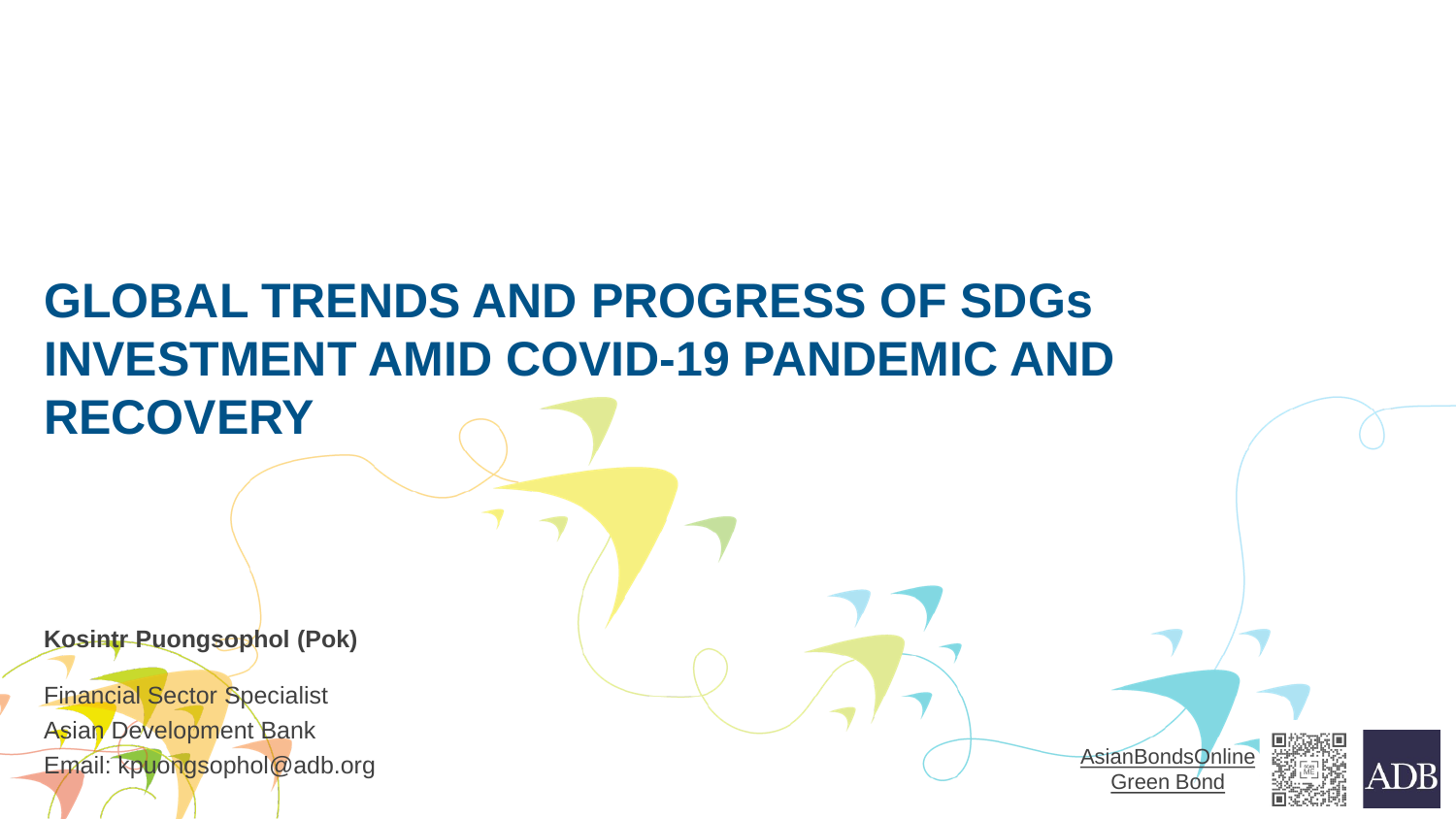# GLOBAL TRENDS AND PROGRESS OF SDGs INVESTMENT AMID COVID-19 PANDEMIC AND RECOVERY

**Kosintr Puongsophol (Pok)**

Financial Sector Specialist
Asian Development Bank
Email: kpuongsophol@adb.org

AsianBondsOnline
Green Bond

ADB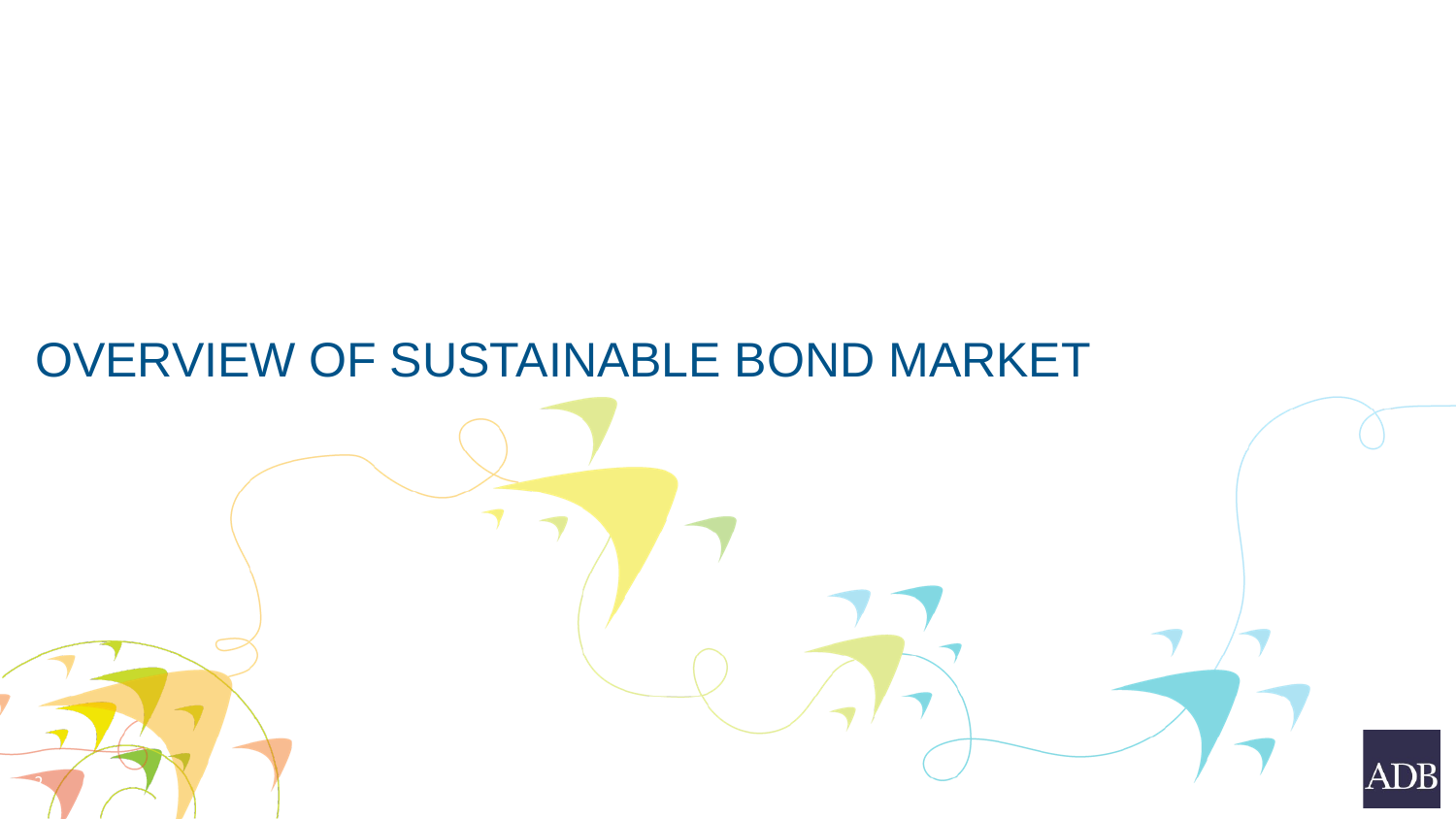# OVERVIEW OF SUSTAINABLE BOND MARKET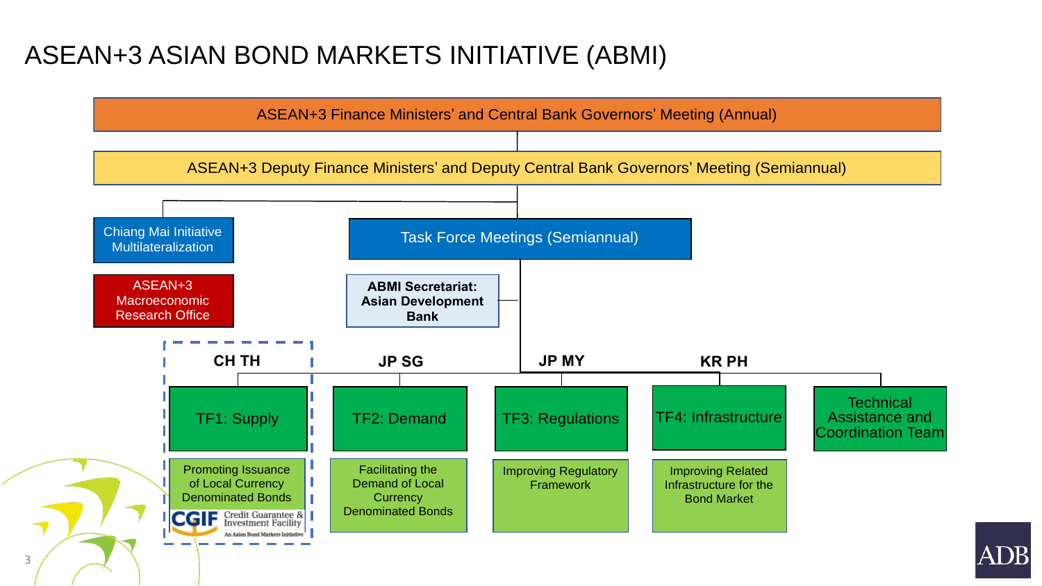# ASEAN+3 ASIAN BOND MARKETS INITIATIVE (ABMI)

ASEAN+3 Finance Ministers' and Central Bank Governors' Meeting (Annual)

ASEAN+3 Deputy Finance Ministers' and Deputy Central Bank Governors' Meeting (Semiannual)

- Chiang Mai Initiative Multilateralization
- ASEAN+3 Macroeconomic Research Office
- Task Force Meetings (Semiannual)
  - ABMI Secretariat: Asian Development Bank

| | TF1: Supply | TF2: Demand | TF3: Regulations | TF4: Infrastructure | Technical Assistance and Coordination Team |
|---|---|---|---|---|---|
| Chairs | CH TH | JP SG | JP MY | KR PH | |
| Objective | Promoting Issuance of Local Currency Denominated Bonds | Facilitating the Demand of Local Currency Denominated Bonds | Improving Regulatory Framework | Improving Related Infrastructure for the Bond Market | |
| | CGIF Credit Guarantee & Investment Facility – An Asian Bond Markets Initiative | | | | |

ADB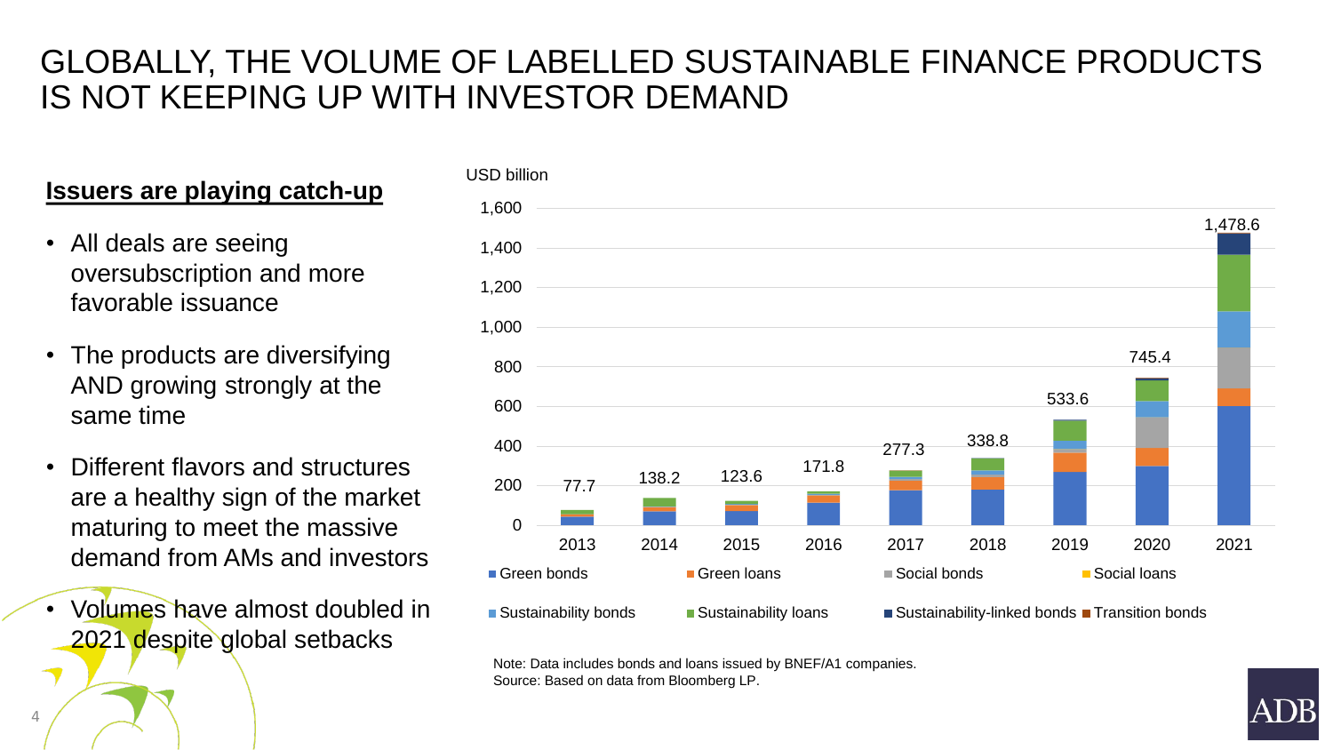# GLOBALLY, THE VOLUME OF LABELLED SUSTAINABLE FINANCE PRODUCTS IS NOT KEEPING UP WITH INVESTOR DEMAND

**Issuers are playing catch-up**

- All deals are seeing oversubscription and more favorable issuance
- The products are diversifying AND growing strongly at the same time
- Different flavors and structures are a healthy sign of the market maturing to meet the massive demand from AMs and investors
- Volumes have almost doubled in 2021 despite global setbacks

USD billion

| Year | 2013 | 2014 | 2015 | 2016 | 2017 | 2018 | 2019 | 2020 | 2021 |
|---|---|---|---|---|---|---|---|---|---|
| Total | 77.7 | 138.2 | 123.6 | 171.8 | 277.3 | 338.8 | 533.6 | 745.4 | 1,478.6 |

Green bonds | Green loans | Social bonds | Social loans | Sustainability bonds | Sustainability loans | Sustainability-linked bonds | Transition bonds

Note: Data includes bonds and loans issued by BNEF/A1 companies.
Source: Based on data from Bloomberg LP.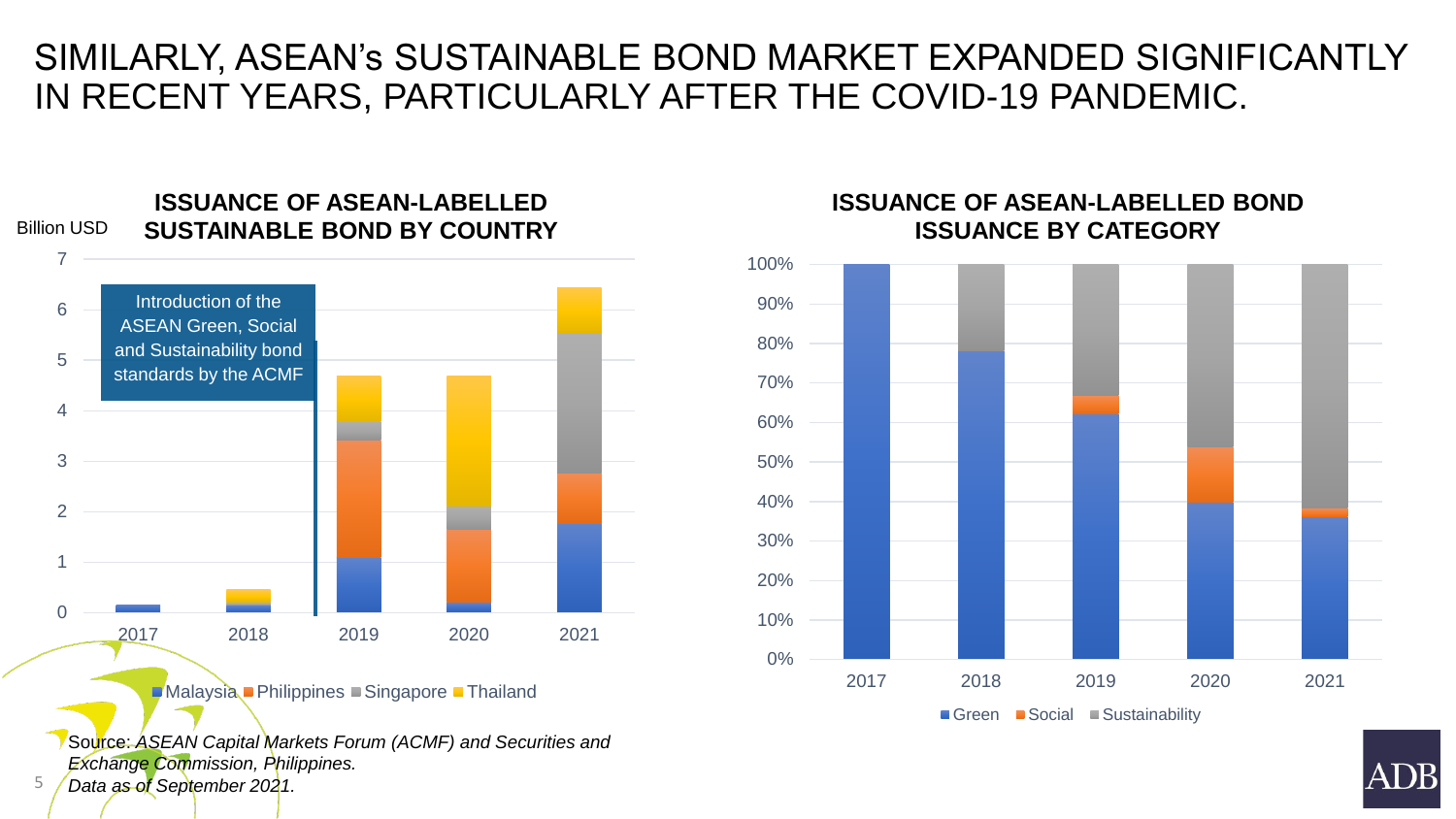# SIMILARLY, ASEAN's SUSTAINABLE BOND MARKET EXPANDED SIGNIFICANTLY IN RECENT YEARS, PARTICULARLY AFTER THE COVID-19 PANDEMIC.

**ISSUANCE OF ASEAN-LABELLED SUSTAINABLE BOND BY COUNTRY**

Billion USD

Introduction of the ASEAN Green, Social and Sustainability bond standards by the ACMF

Malaysia, Philippines, Singapore, Thailand

**ISSUANCE OF ASEAN-LABELLED BOND ISSUANCE BY CATEGORY**

Green, Social, Sustainability

Source: *ASEAN Capital Markets Forum (ACMF) and Securities and Exchange Commission, Philippines.*
*Data as of September 2021.*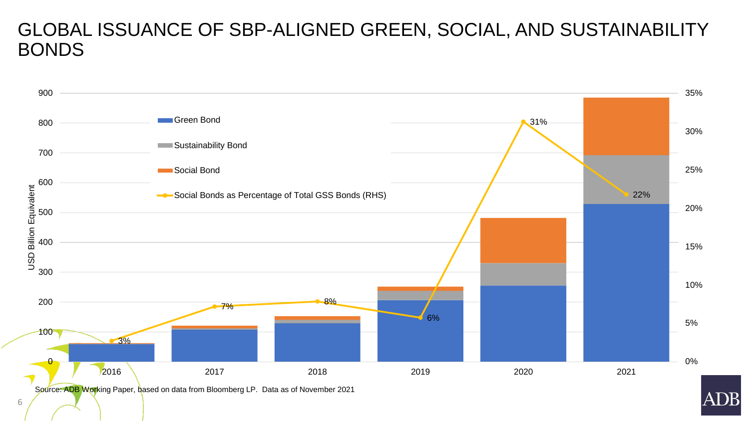# GLOBAL ISSUANCE OF SBP-ALIGNED GREEN, SOCIAL, AND SUSTAINABILITY BONDS

USD Billion Equivalent

- Green Bond
- Sustainability Bond
- Social Bond
- Social Bonds as Percentage of Total GSS Bonds (RHS)

| Year | Social Bonds as Percentage of Total GSS Bonds (RHS) |
| --- | --- |
| 2016 | 3% |
| 2017 | 7% |
| 2018 | 8% |
| 2019 | 6% |
| 2020 | 31% |
| 2021 | 22% |

Source: ADB Working Paper, based on data from Bloomberg LP. Data as of November 2021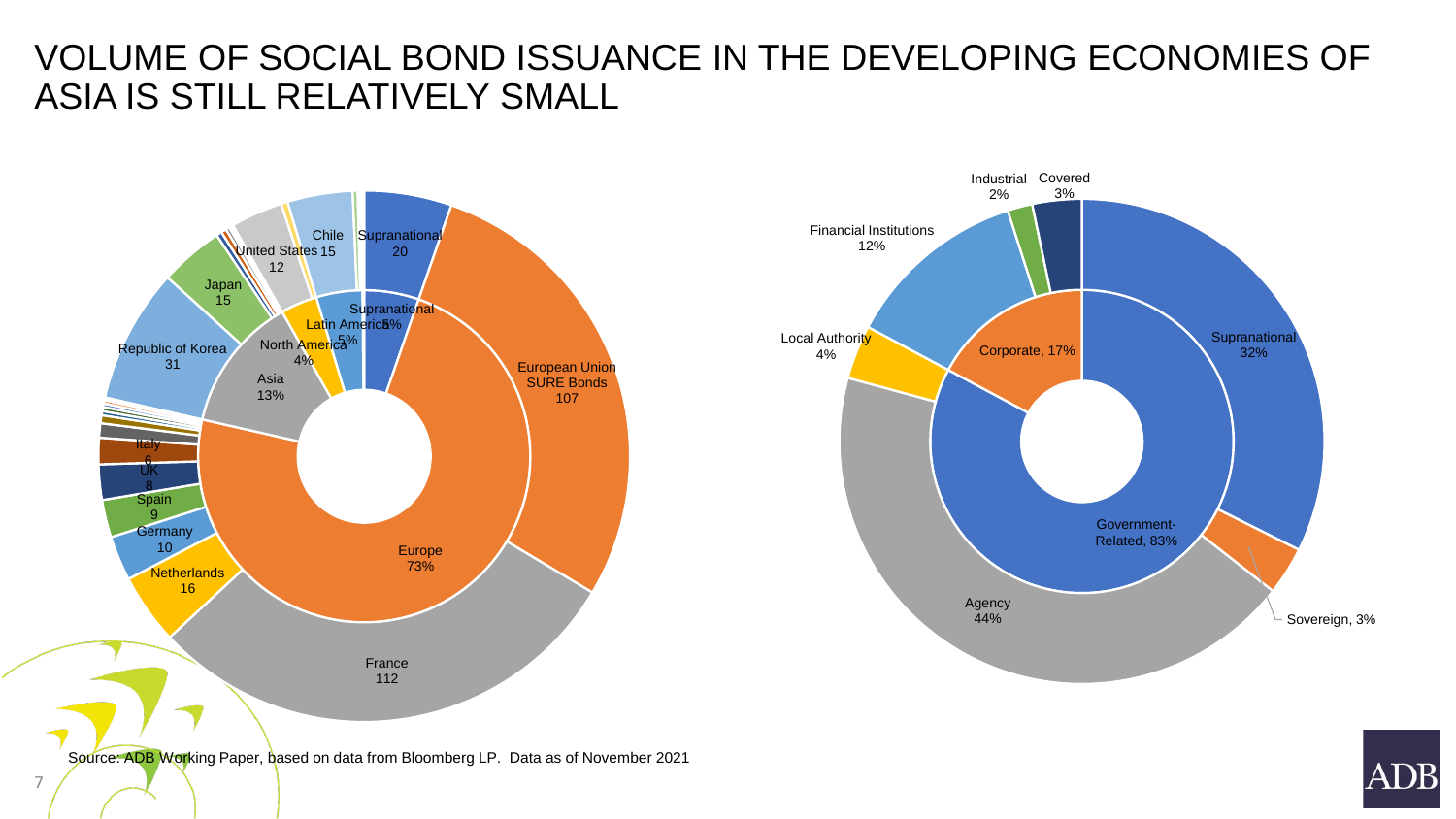# VOLUME OF SOCIAL BOND ISSUANCE IN THE DEVELOPING ECONOMIES OF ASIA IS STILL RELATIVELY SMALL

Supranational 20

European Union SURE Bonds 107

France 112

Netherlands 16

Germany 10

Spain 9

UK 8

Italy 6

Republic of Korea 31

Japan 15

United States 12

Chile 15

Supranational 5%

Europe 73%

Asia 13%

North America 4%

Latin America 5%

Supranational 32%

Sovereign, 3%

Agency 44%

Local Authority 4%

Financial Institutions 12%

Industrial 2%

Covered 3%

Government-Related, 83%

Corporate, 17%

Source: ADB Working Paper, based on data from Bloomberg LP. Data as of November 2021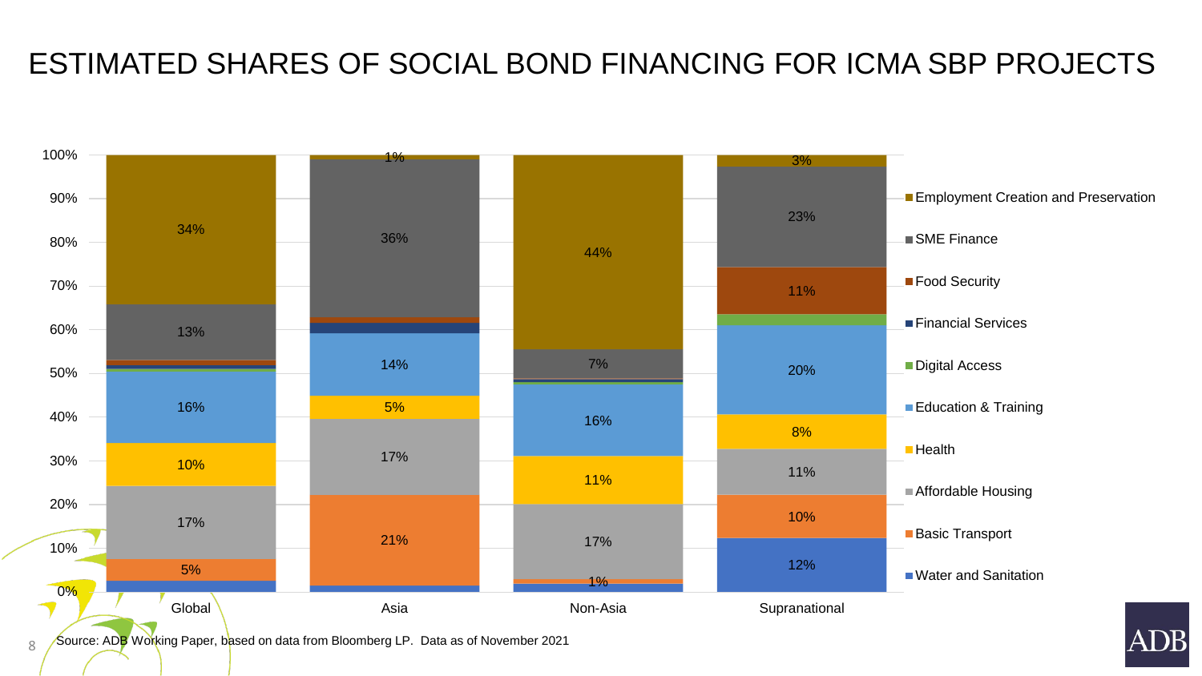# ESTIMATED SHARES OF SOCIAL BOND FINANCING FOR ICMA SBP PROJECTS

| | Global | Asia | Non-Asia | Supranational |
|---|---|---|---|---|
| Employment Creation and Preservation | 34% | 1% | 44% | 3% |
| SME Finance | 13% | 36% | 7% | 23% |
| Food Security | | | | 11% |
| Financial Services | | | | |
| Digital Access | | | | |
| Education & Training | 16% | 14% | 16% | 20% |
| Health | 10% | 5% | 11% | 8% |
| Affordable Housing | 17% | 17% | 17% | 11% |
| Basic Transport | 5% | 21% | 1% | 10% |
| Water and Sanitation | | | | 12% |

Source: ADB Working Paper, based on data from Bloomberg LP. Data as of November 2021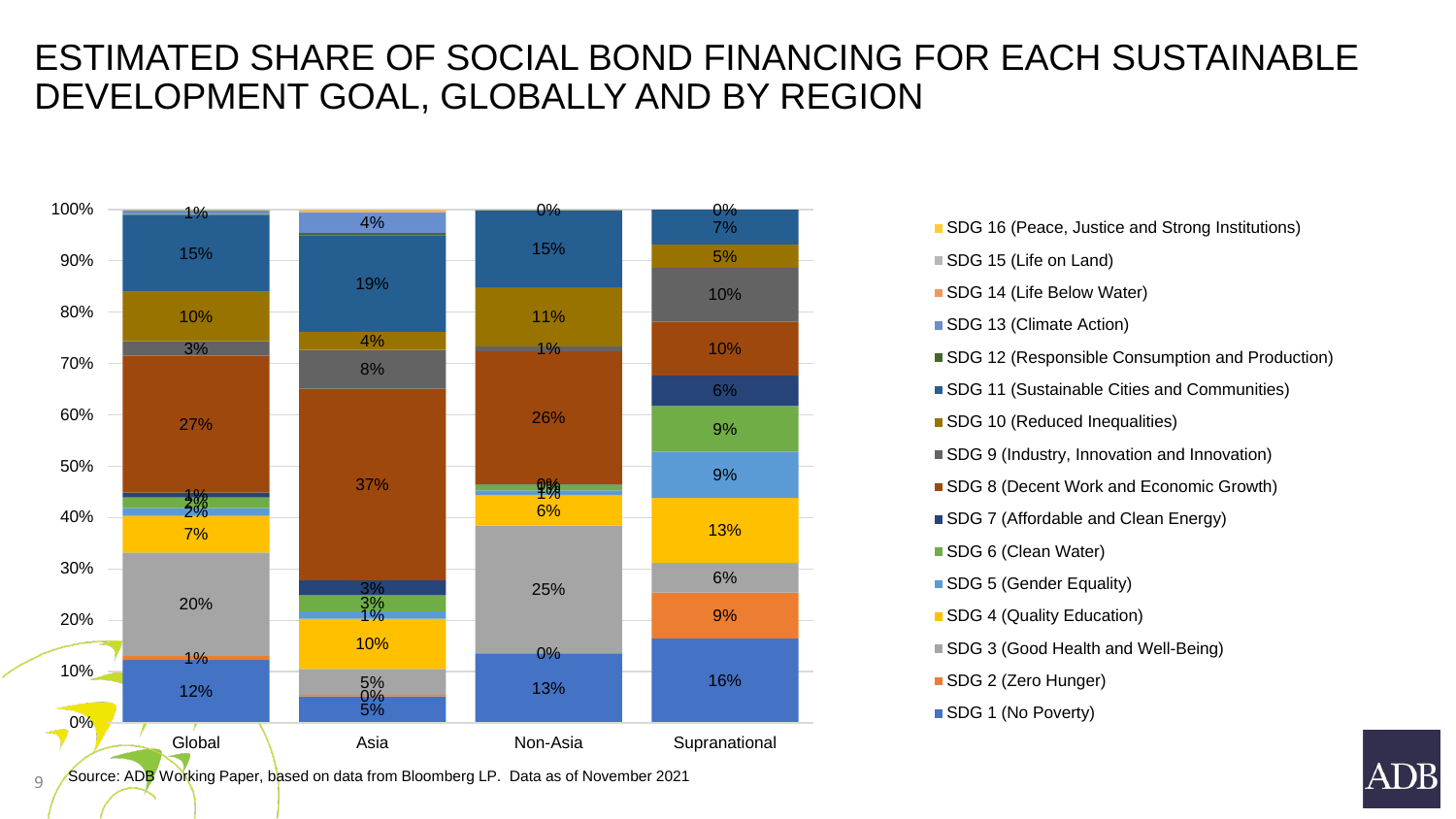# ESTIMATED SHARE OF SOCIAL BOND FINANCING FOR EACH SUSTAINABLE DEVELOPMENT GOAL, GLOBALLY AND BY REGION

| SDG | Global | Asia | Non-Asia | Supranational |
|---|---|---|---|---|
| SDG 1 (No Poverty) | 12% | 5% | 13% | 16% |
| SDG 2 (Zero Hunger) | 1% | 0% | 0% | 9% |
| SDG 3 (Good Health and Well-Being) | 20% | 5% | 25% | 6% |
| SDG 4 (Quality Education) | 7% | 10% | 6% | 13% |
| SDG 5 (Gender Equality) | 2% | 1% | 1% | 9% |
| SDG 6 (Clean Water) | 2% | 3% | 1% | 9% |
| SDG 7 (Affordable and Clean Energy) | 1% | 3% | 0% | 6% |
| SDG 8 (Decent Work and Economic Growth) | 27% | 37% | 26% | 10% |
| SDG 9 (Industry, Innovation and Innovation) | 3% | 8% | 1% | 10% |
| SDG 10 (Reduced Inequalities) | 10% | 4% | 11% | 5% |
| SDG 11 (Sustainable Cities and Communities) | 15% | 19% | 15% | 7% |
| SDG 12 (Responsible Consumption and Production) | | | | |
| SDG 13 (Climate Action) | 1% | 4% | | |
| SDG 14 (Life Below Water) | | | | |
| SDG 15 (Life on Land) | | | | |
| SDG 16 (Peace, Justice and Strong Institutions) | | | 0% | 0% |

Source: ADB Working Paper, based on data from Bloomberg LP. Data as of November 2021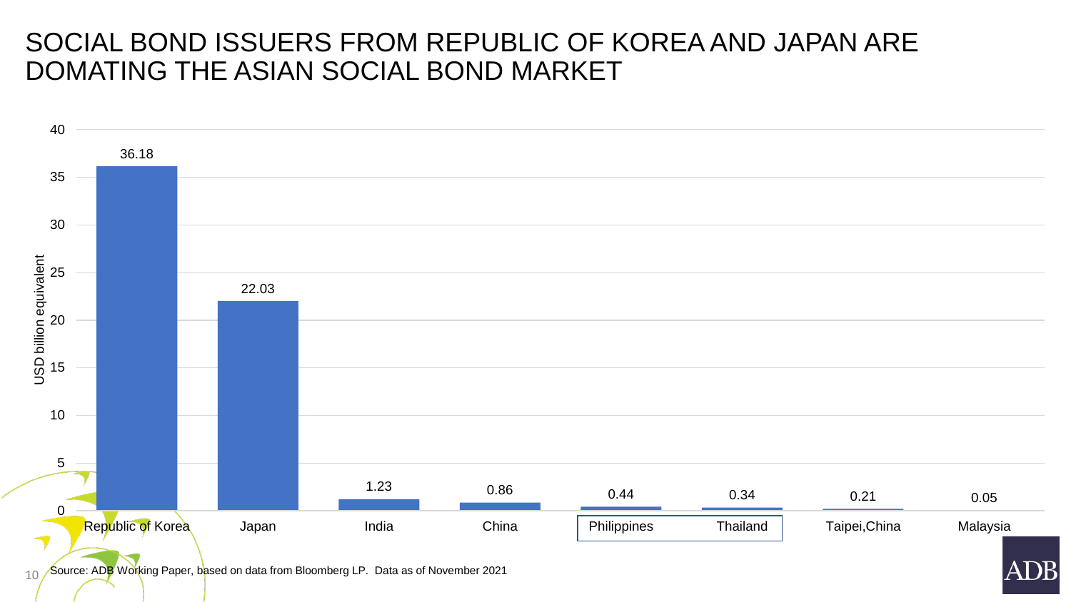# SOCIAL BOND ISSUERS FROM REPUBLIC OF KOREA AND JAPAN ARE DOMATING THE ASIAN SOCIAL BOND MARKET

| Economy | USD billion equivalent |
|---|---|
| Republic of Korea | 36.18 |
| Japan | 22.03 |
| India | 1.23 |
| China | 0.86 |
| Philippines | 0.44 |
| Thailand | 0.34 |
| Taipei,China | 0.21 |
| Malaysia | 0.05 |

Source: ADB Working Paper, based on data from Bloomberg LP. Data as of November 2021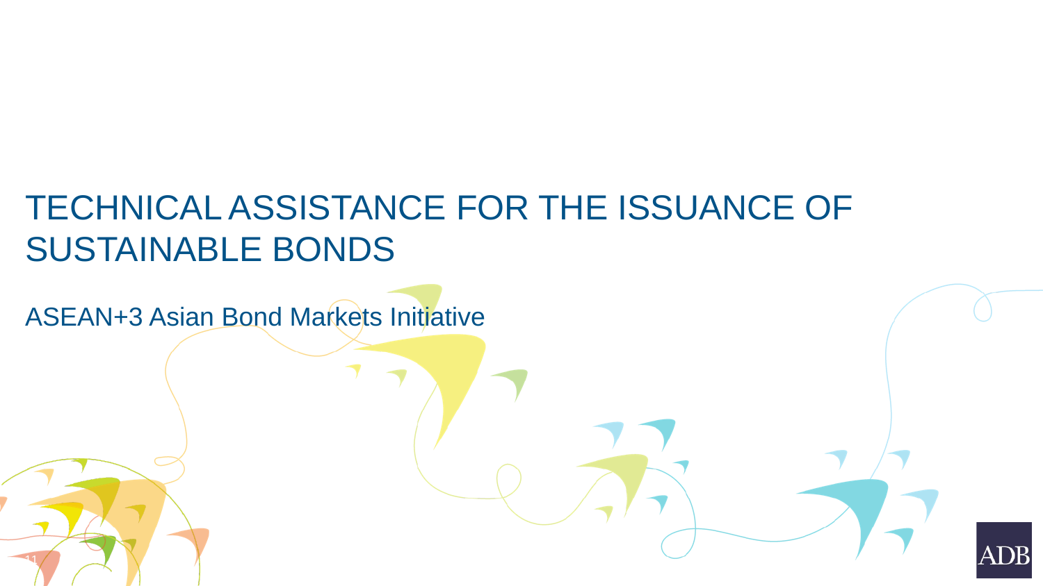# TECHNICAL ASSISTANCE FOR THE ISSUANCE OF SUSTAINABLE BONDS

ASEAN+3 Asian Bond Markets Initiative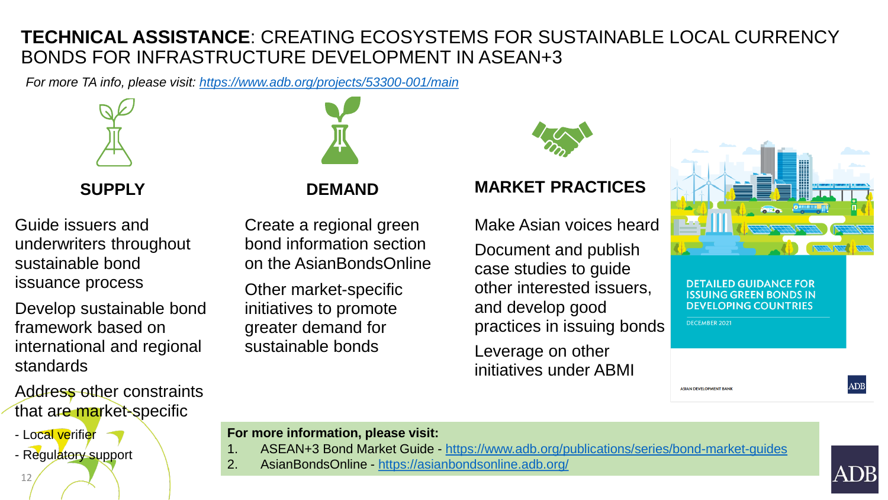# **TECHNICAL ASSISTANCE**: CREATING ECOSYSTEMS FOR SUSTAINABLE LOCAL CURRENCY BONDS FOR INFRASTRUCTURE DEVELOPMENT IN ASEAN+3

*For more TA info, please visit: https://www.adb.org/projects/53300-001/main*

## SUPPLY

Guide issuers and underwriters throughout sustainable bond issuance process

Develop sustainable bond framework based on international and regional standards

Address other constraints that are market-specific

- Local verifier
- Regulatory support

## DEMAND

Create a regional green bond information section on the AsianBondsOnline

Other market-specific initiatives to promote greater demand for sustainable bonds

## MARKET PRACTICES

Make Asian voices heard

Document and publish case studies to guide other interested issuers, and develop good practices in issuing bonds

Leverage on other initiatives under ABMI

DETAILED GUIDANCE FOR ISSUING GREEN BONDS IN DEVELOPING COUNTRIES

DECEMBER 2021

ASIAN DEVELOPMENT BANK

**For more information, please visit:**

1. ASEAN+3 Bond Market Guide - https://www.adb.org/publications/series/bond-market-guides
2. AsianBondsOnline - https://asianbondsonline.adb.org/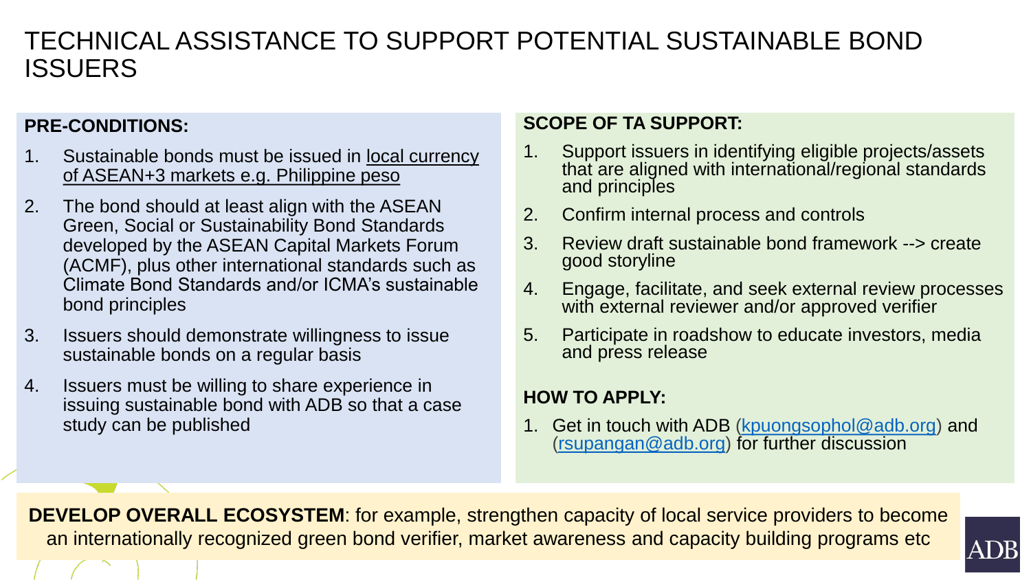# TECHNICAL ASSISTANCE TO SUPPORT POTENTIAL SUSTAINABLE BOND ISSUERS

**PRE-CONDITIONS:**

1. Sustainable bonds must be issued in local currency of ASEAN+3 markets e.g. Philippine peso
2. The bond should at least align with the ASEAN Green, Social or Sustainability Bond Standards developed by the ASEAN Capital Markets Forum (ACMF), plus other international standards such as Climate Bond Standards and/or ICMA's sustainable bond principles
3. Issuers should demonstrate willingness to issue sustainable bonds on a regular basis
4. Issuers must be willing to share experience in issuing sustainable bond with ADB so that a case study can be published

**SCOPE OF TA SUPPORT:**

1. Support issuers in identifying eligible projects/assets that are aligned with international/regional standards and principles
2. Confirm internal process and controls
3. Review draft sustainable bond framework --> create good storyline
4. Engage, facilitate, and seek external review processes with external reviewer and/or approved verifier
5. Participate in roadshow to educate investors, media and press release

**HOW TO APPLY:**

1. Get in touch with ADB (kpuongsophol@adb.org) and (rsupangan@adb.org) for further discussion

**DEVELOP OVERALL ECOSYSTEM**: for example, strengthen capacity of local service providers to become an internationally recognized green bond verifier, market awareness and capacity building programs etc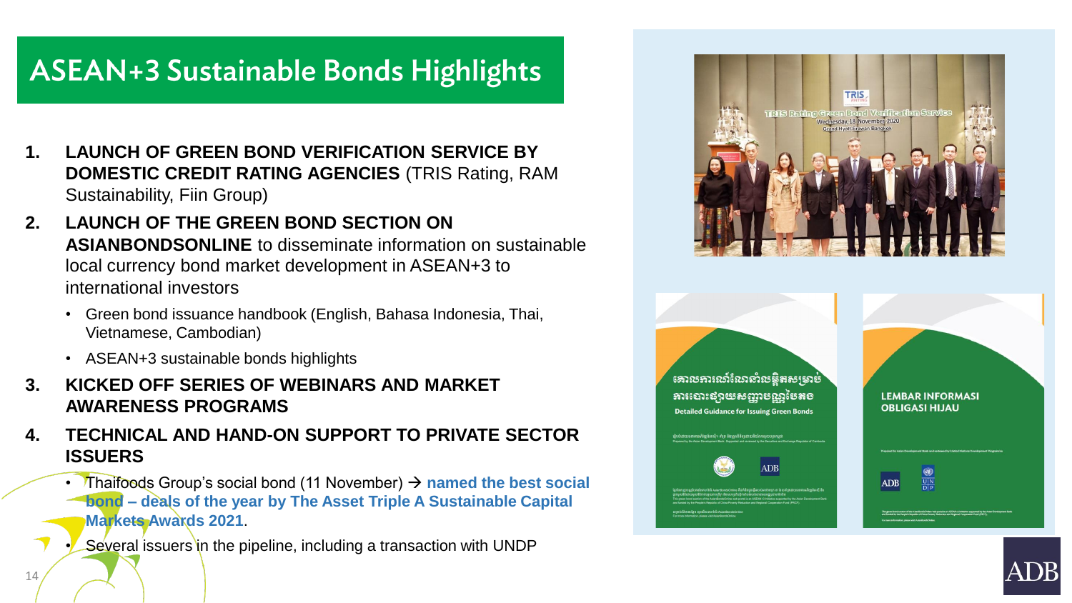# ASEAN+3 Sustainable Bonds Highlights

1. **LAUNCH OF GREEN BOND VERIFICATION SERVICE BY DOMESTIC CREDIT RATING AGENCIES** (TRIS Rating, RAM Sustainability, Fiin Group)
2. **LAUNCH OF THE GREEN BOND SECTION ON ASIANBONDSONLINE** to disseminate information on sustainable local currency bond market development in ASEAN+3 to international investors
   - Green bond issuance handbook (English, Bahasa Indonesia, Thai, Vietnamese, Cambodian)
   - ASEAN+3 sustainable bonds highlights
3. **KICKED OFF SERIES OF WEBINARS AND MARKET AWARENESS PROGRAMS**
4. **TECHNICAL AND HAND-ON SUPPORT TO PRIVATE SECTOR ISSUERS**
   - Thaifoods Group's social bond (11 November) → **named the best social bond – deals of the year by The Asset Triple A Sustainable Capital Markets Awards 2021**.
   - Several issuers in the pipeline, including a transaction with UNDP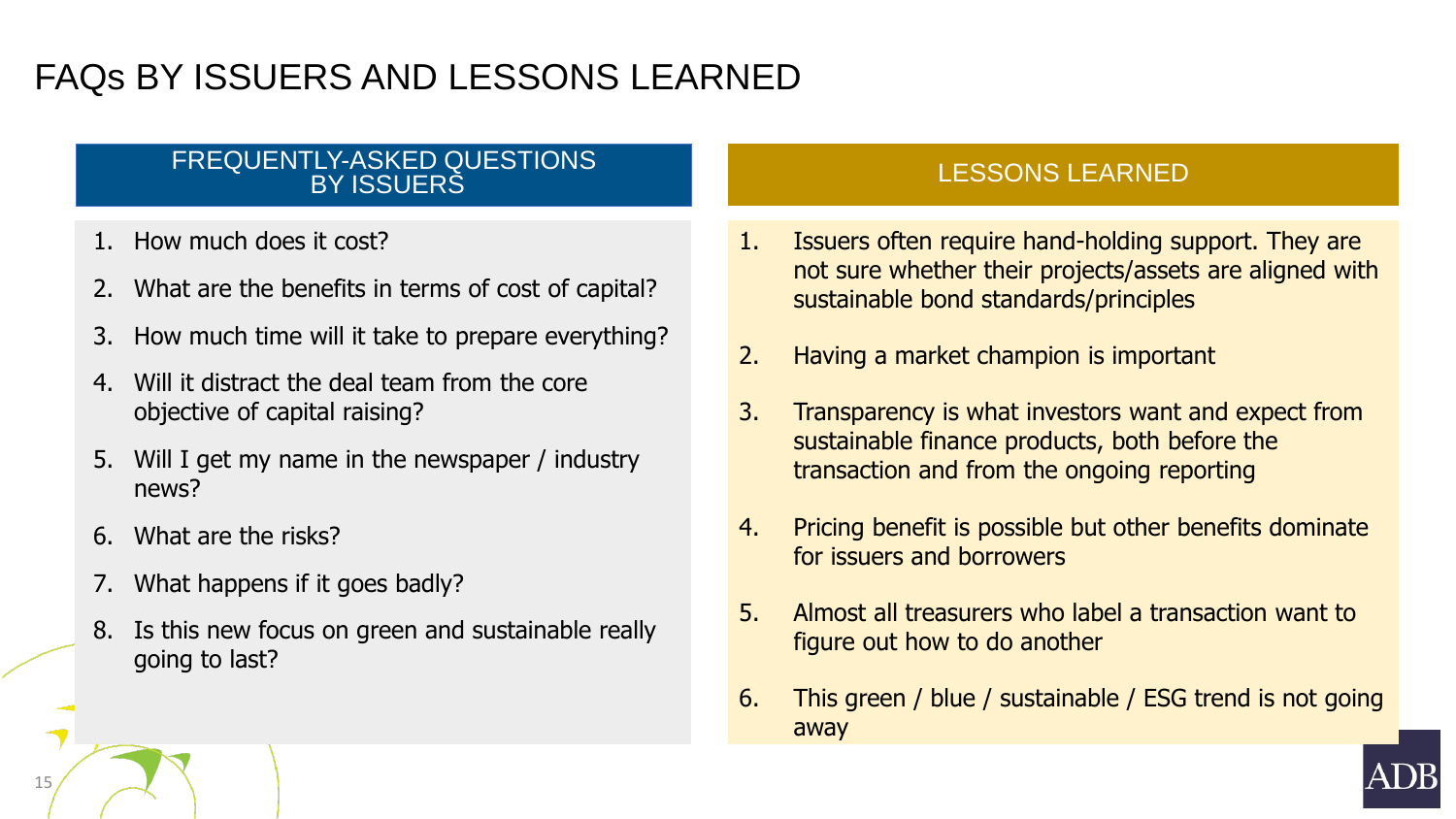# FAQs BY ISSUERS AND LESSONS LEARNED

## FREQUENTLY-ASKED QUESTIONS BY ISSUERS

1. How much does it cost?
2. What are the benefits in terms of cost of capital?
3. How much time will it take to prepare everything?
4. Will it distract the deal team from the core objective of capital raising?
5. Will I get my name in the newspaper / industry news?
6. What are the risks?
7. What happens if it goes badly?
8. Is this new focus on green and sustainable really going to last?

## LESSONS LEARNED

1. Issuers often require hand-holding support. They are not sure whether their projects/assets are aligned with sustainable bond standards/principles
2. Having a market champion is important
3. Transparency is what investors want and expect from sustainable finance products, both before the transaction and from the ongoing reporting
4. Pricing benefit is possible but other benefits dominate for issuers and borrowers
5. Almost all treasurers who label a transaction want to figure out how to do another
6. This green / blue / sustainable / ESG trend is not going away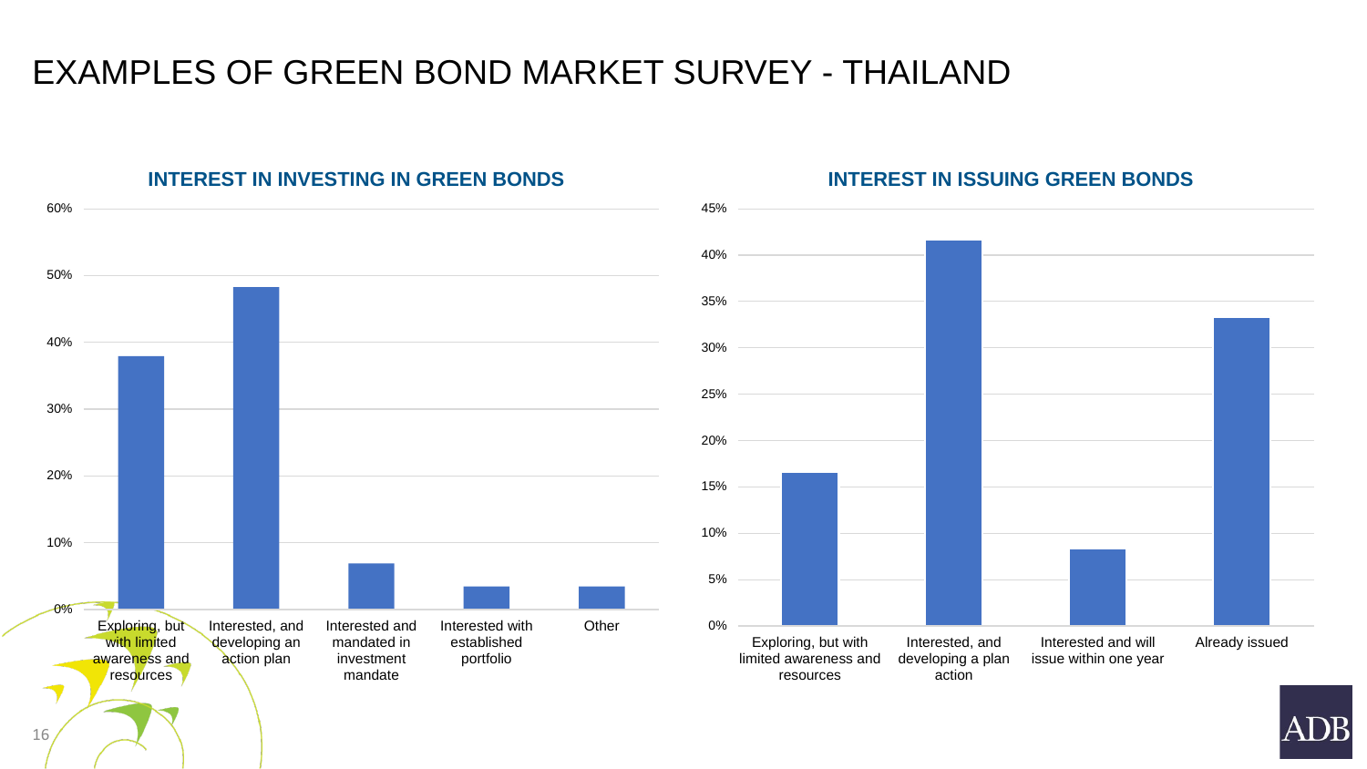# EXAMPLES OF GREEN BOND MARKET SURVEY - THAILAND

## INTEREST IN INVESTING IN GREEN BONDS

| Category | Share |
|---|---|
| Exploring, but with limited awareness and resources | ~38% |
| Interested, and developing an action plan | ~48% |
| Interested and mandated in investment mandate | ~7% |
| Interested with established portfolio | ~3% |
| Other | ~3% |

## INTEREST IN ISSUING GREEN BONDS

| Category | Share |
|---|---|
| Exploring, but with limited awareness and resources | ~16.5% |
| Interested, and developing a plan action | ~41.5% |
| Interested and will issue within one year | ~8% |
| Already issued | ~33% |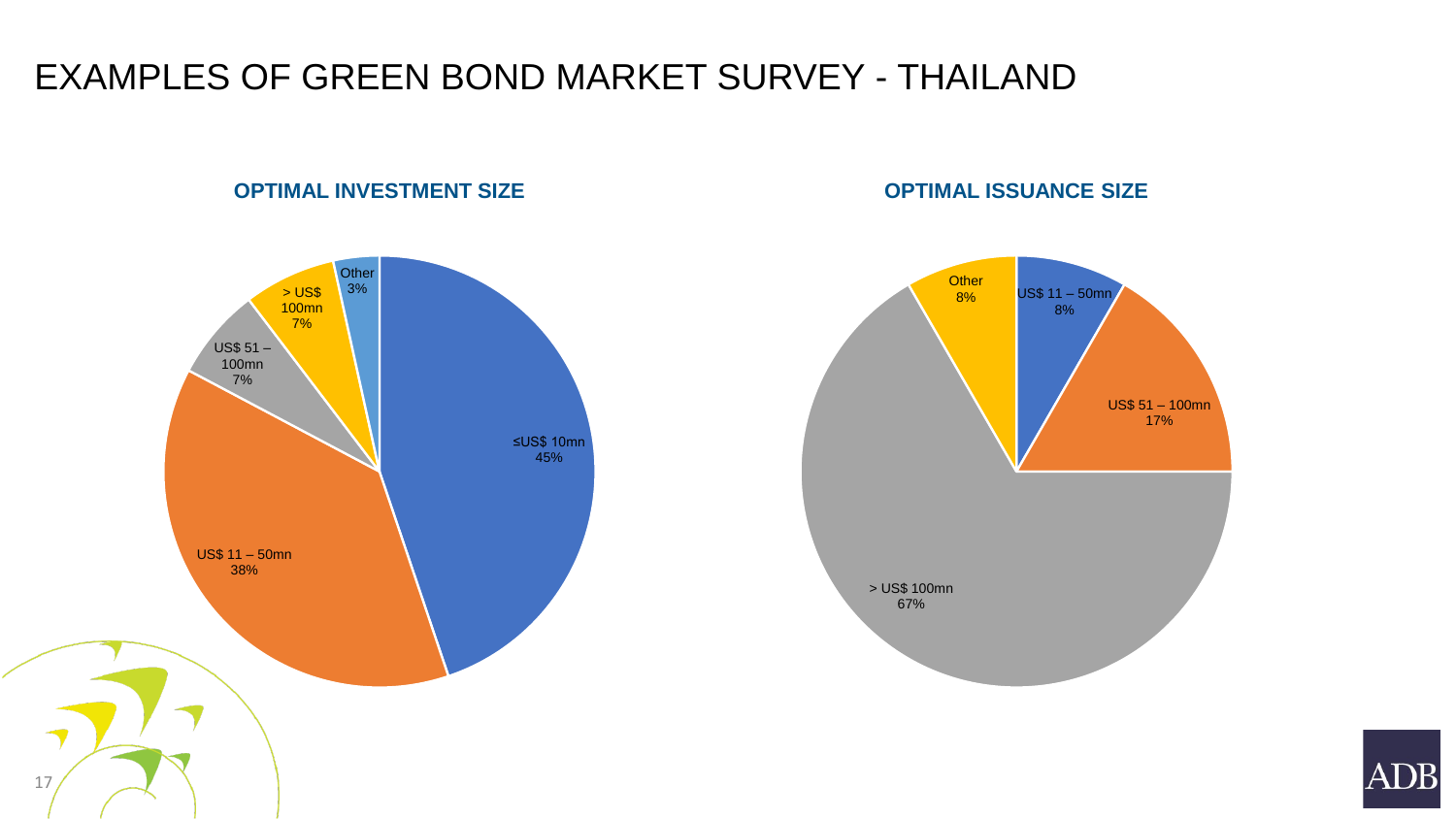# EXAMPLES OF GREEN BOND MARKET SURVEY - THAILAND

## OPTIMAL INVESTMENT SIZE

| Size | Share |
| --- | --- |
| ≤US$ 10mn | 45% |
| US$ 11 – 50mn | 38% |
| US$ 51 – 100mn | 7% |
| > US$ 100mn | 7% |
| Other | 3% |

## OPTIMAL ISSUANCE SIZE

| Size | Share |
| --- | --- |
| US$ 11 – 50mn | 8% |
| US$ 51 – 100mn | 17% |
| > US$ 100mn | 67% |
| Other | 8% |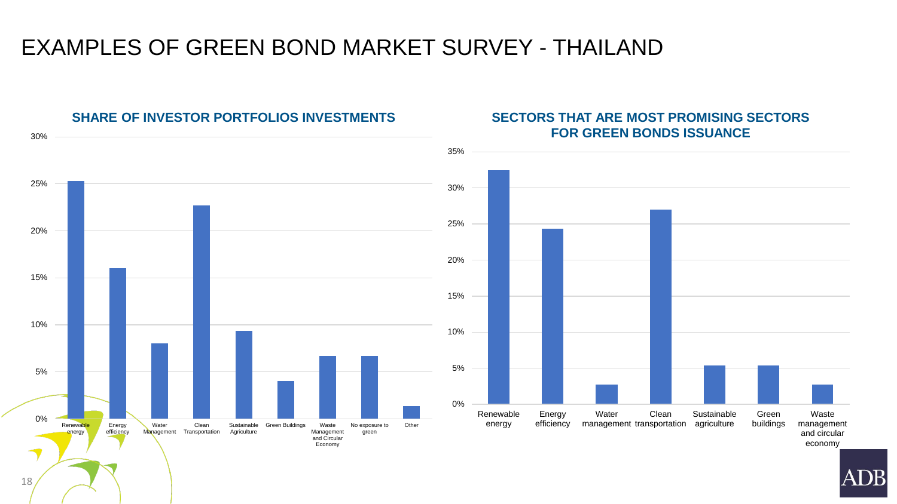# EXAMPLES OF GREEN BOND MARKET SURVEY - THAILAND

## SHARE OF INVESTOR PORTFOLIOS INVESTMENTS

30%
25%
20%
15%
10%
5%
0%

Renewable energy | Energy efficiency | Water Management | Clean Transportation | Sustainable Agriculture | Green Buildings | Waste Management and Circular Economy | No exposure to green | Other

## SECTORS THAT ARE MOST PROMISING SECTORS FOR GREEN BONDS ISSUANCE

35%
30%
25%
20%
15%
10%
5%
0%

Renewable energy | Energy efficiency | Water management | Clean transportation | Sustainable agriculture | Green buildings | Waste management and circular economy

ADB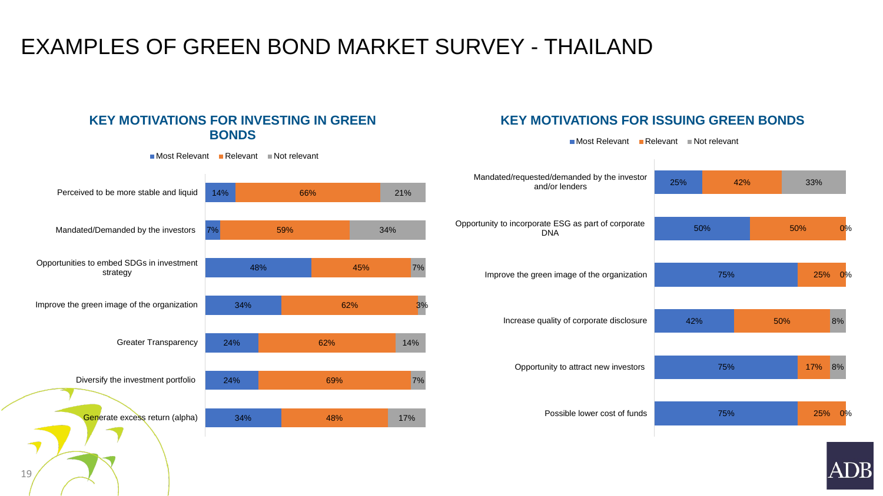# EXAMPLES OF GREEN BOND MARKET SURVEY - THAILAND

## KEY MOTIVATIONS FOR INVESTING IN GREEN BONDS

| | Most Relevant | Relevant | Not relevant |
|---|---|---|---|
| Perceived to be more stable and liquid | 14% | 66% | 21% |
| Mandated/Demanded by the investors | 7% | 59% | 34% |
| Opportunities to embed SDGs in investment strategy | 48% | 45% | 7% |
| Improve the green image of the organization | 34% | 62% | 3% |
| Greater Transparency | 24% | 62% | 14% |
| Diversify the investment portfolio | 24% | 69% | 7% |
| Generate excess return (alpha) | 34% | 48% | 17% |

## KEY MOTIVATIONS FOR ISSUING GREEN BONDS

| | Most Relevant | Relevant | Not relevant |
|---|---|---|---|
| Mandated/requested/demanded by the investor and/or lenders | 25% | 42% | 33% |
| Opportunity to incorporate ESG as part of corporate DNA | 50% | 50% | 0% |
| Improve the green image of the organization | 75% | 25% | 0% |
| Increase quality of corporate disclosure | 42% | 50% | 8% |
| Opportunity to attract new investors | 75% | 17% | 8% |
| Possible lower cost of funds | 75% | 25% | 0% |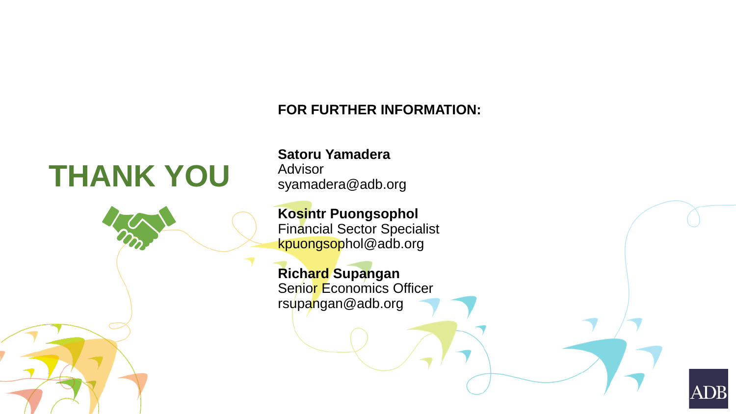# THANK YOU

**FOR FURTHER INFORMATION:**

**Satoru Yamadera**
Advisor
syamadera@adb.org

**Kosintr Puongsophol**
Financial Sector Specialist
kpuongsophol@adb.org

**Richard Supangan**
Senior Economics Officer
rsupangan@adb.org

ADB